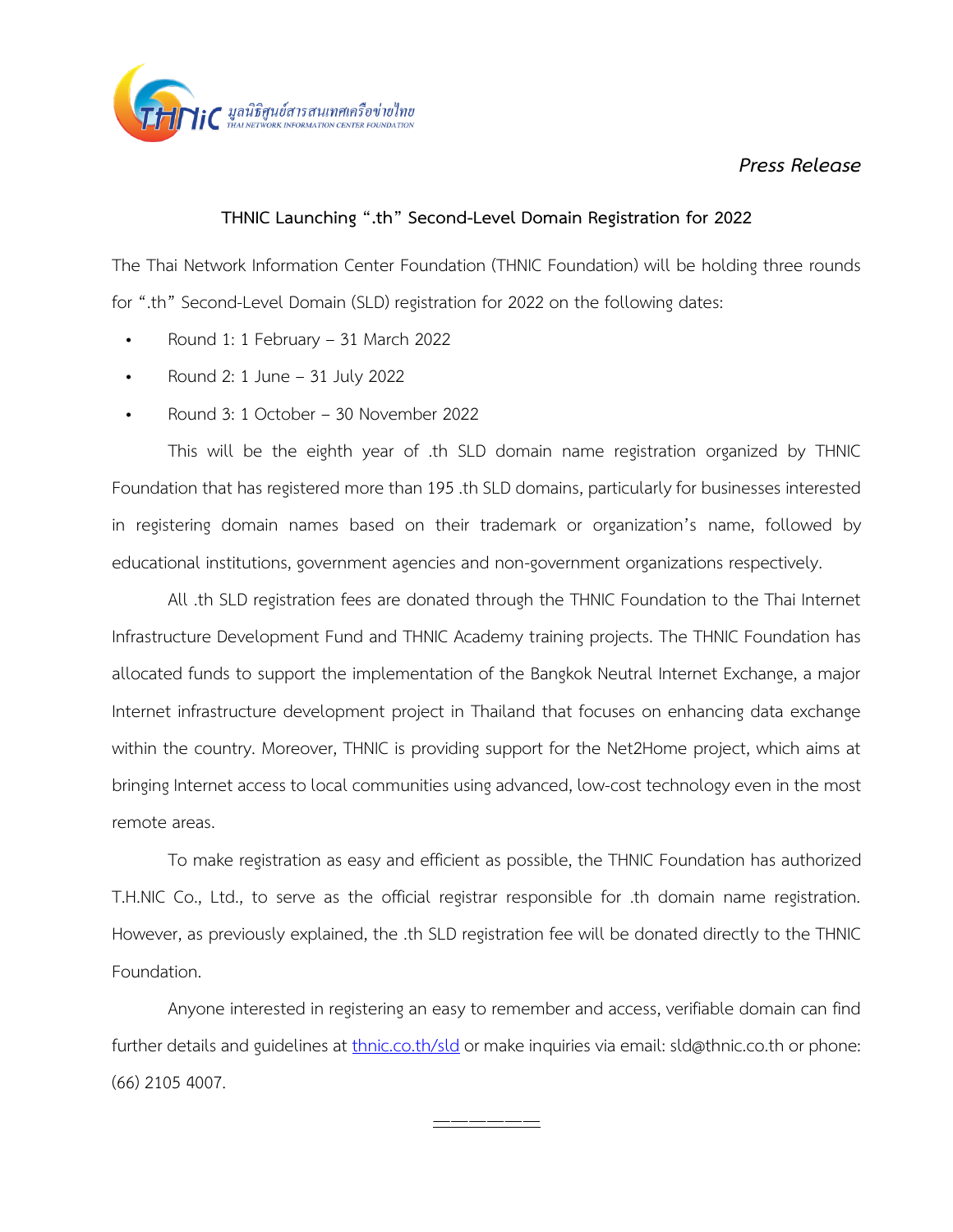*Press Release*

**THNIC Launching ".th" Second-Level Domain Registration for 2022**

The Thai Network Information Center Foundation (THNIC Foundation) will be holding three rounds for ".th" Second-Level Domain (SLD) registration for 2022 on the following dates:

- Round 1: 1 February – 31 March 2022
- Round 2: 1 June – 31 July 2022
- Round 3: 1 October – 30 November 2022

This will be the eighth year of .th SLD domain name registration organized by THNIC Foundation that has registered more than 195 .th SLD domains, particularly for businesses interested in registering domain names based on their trademark or organization's name, followed by educational institutions, government agencies and non-government organizations respectively.

All .th SLD registration fees are donated through the THNIC Foundation to the Thai Internet Infrastructure Development Fund and THNIC Academy training projects. The THNIC Foundation has allocated funds to support the implementation of the Bangkok Neutral Internet Exchange, a major Internet infrastructure development project in Thailand that focuses on enhancing data exchange within the country. Moreover, THNIC is providing support for the Net2Home project, which aims at bringing Internet access to local communities using advanced, low-cost technology even in the most remote areas.

To make registration as easy and efficient as possible, the THNIC Foundation has authorized T.H.NIC Co., Ltd., to serve as the official registrar responsible for .th domain name registration. However, as previously explained, the .th SLD registration fee will be donated directly to the THNIC Foundation.

Anyone interested in registering an easy to remember and access, verifiable domain can find further details and guidelines at [thnic.co.th/sld](thnic.co.th/sld) or make inquiries via email: sld@thnic.co.th or phone: (66) 2105 4007.

——————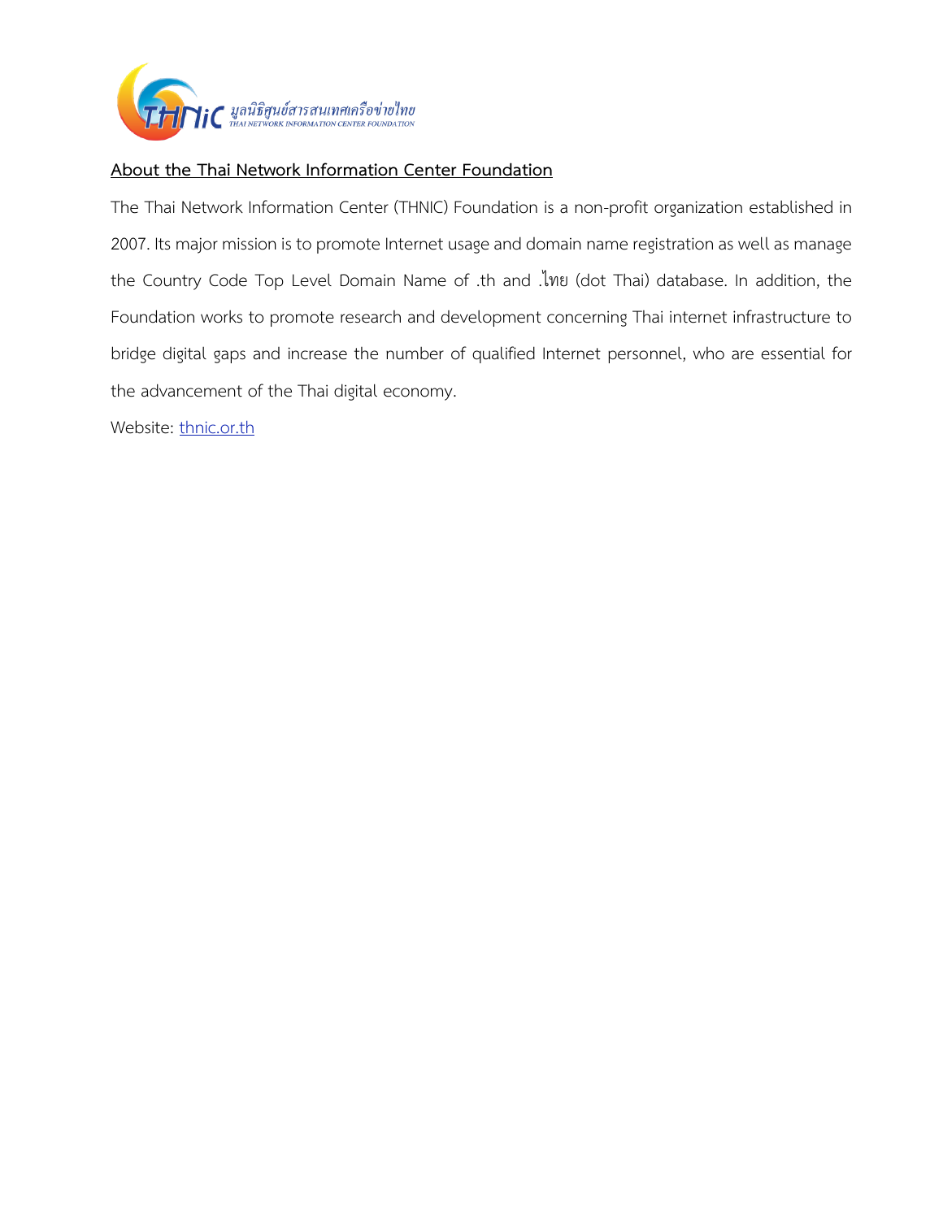**About the Thai Network Information Center Foundation**

The Thai Network Information Center (THNIC) Foundation is a non-profit organization established in 2007. Its major mission is to promote Internet usage and domain name registration as well as manage the Country Code Top Level Domain Name of .th and .ไทย (dot Thai) database. In addition, the Foundation works to promote research and development concerning Thai internet infrastructure to bridge digital gaps and increase the number of qualified Internet personnel, who are essential for the advancement of the Thai digital economy.

Website: [thnic.or.th](https://thnic.or.th)